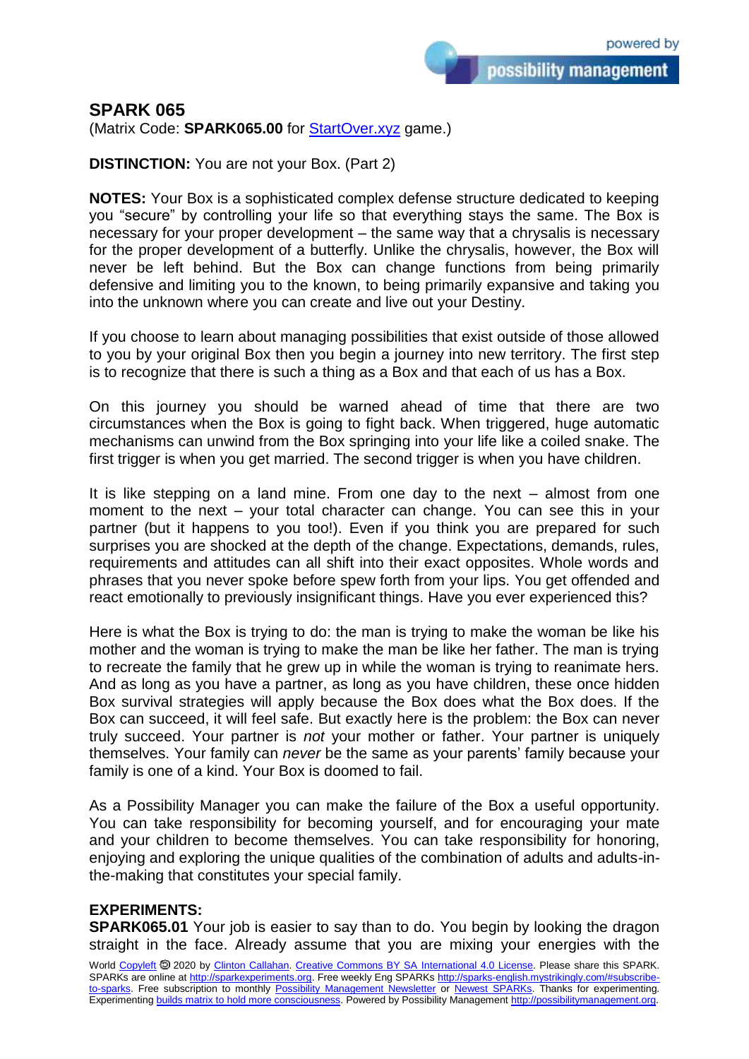## SPARK 065

(Matrix Code: **SPARK065.00** for StartOver.xyz game.)

**DISTINCTION:** You are not your Box. (Part 2)

**NOTES:** Your Box is a sophisticated complex defense structure dedicated to keeping you "secure" by controlling your life so that everything stays the same. The Box is necessary for your proper development – the same way that a chrysalis is necessary for the proper development of a butterfly. Unlike the chrysalis, however, the Box will never be left behind. But the Box can change functions from being primarily defensive and limiting you to the known, to being primarily expansive and taking you into the unknown where you can create and live out your Destiny.

If you choose to learn about managing possibilities that exist outside of those allowed to you by your original Box then you begin a journey into new territory. The first step is to recognize that there is such a thing as a Box and that each of us has a Box.

On this journey you should be warned ahead of time that there are two circumstances when the Box is going to fight back. When triggered, huge automatic mechanisms can unwind from the Box springing into your life like a coiled snake. The first trigger is when you get married. The second trigger is when you have children.

It is like stepping on a land mine. From one day to the next – almost from one moment to the next – your total character can change. You can see this in your partner (but it happens to you too!). Even if you think you are prepared for such surprises you are shocked at the depth of the change. Expectations, demands, rules, requirements and attitudes can all shift into their exact opposites. Whole words and phrases that you never spoke before spew forth from your lips. You get offended and react emotionally to previously insignificant things. Have you ever experienced this?

Here is what the Box is trying to do: the man is trying to make the woman be like his mother and the woman is trying to make the man be like her father. The man is trying to recreate the family that he grew up in while the woman is trying to reanimate hers. And as long as you have a partner, as long as you have children, these once hidden Box survival strategies will apply because the Box does what the Box does. If the Box can succeed, it will feel safe. But exactly here is the problem: the Box can never truly succeed. Your partner is *not* your mother or father. Your partner is uniquely themselves. Your family can *never* be the same as your parents' family because your family is one of a kind. Your Box is doomed to fail.

As a Possibility Manager you can make the failure of the Box a useful opportunity. You can take responsibility for becoming yourself, and for encouraging your mate and your children to become themselves. You can take responsibility for honoring, enjoying and exploring the unique qualities of the combination of adults and adults-in-the-making that constitutes your special family.

**EXPERIMENTS:**

**SPARK065.01** Your job is easier to say than to do. You begin by looking the dragon straight in the face. Already assume that you are mixing your energies with the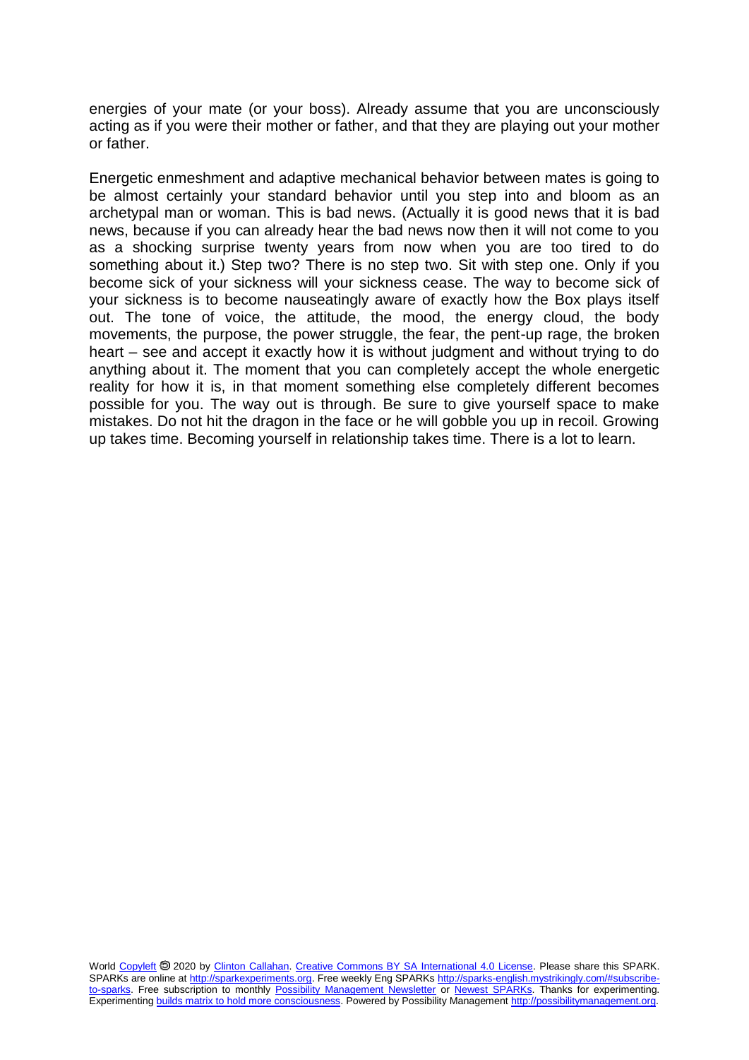energies of your mate (or your boss). Already assume that you are unconsciously acting as if you were their mother or father, and that they are playing out your mother or father.

Energetic enmeshment and adaptive mechanical behavior between mates is going to be almost certainly your standard behavior until you step into and bloom as an archetypal man or woman. This is bad news. (Actually it is good news that it is bad news, because if you can already hear the bad news now then it will not come to you as a shocking surprise twenty years from now when you are too tired to do something about it.) Step two? There is no step two. Sit with step one. Only if you become sick of your sickness will your sickness cease. The way to become sick of your sickness is to become nauseatingly aware of exactly how the Box plays itself out. The tone of voice, the attitude, the mood, the energy cloud, the body movements, the purpose, the power struggle, the fear, the pent-up rage, the broken heart – see and accept it exactly how it is without judgment and without trying to do anything about it. The moment that you can completely accept the whole energetic reality for how it is, in that moment something else completely different becomes possible for you. The way out is through. Be sure to give yourself space to make mistakes. Do not hit the dragon in the face or he will gobble you up in recoil. Growing up takes time. Becoming yourself in relationship takes time. There is a lot to learn.

World Copyleft 🄯 2020 by Clinton Callahan. Creative Commons BY SA International 4.0 License. Please share this SPARK. SPARKs are online at http://sparkexperiments.org. Free weekly Eng SPARKs http://sparks-english.mystrikingly.com/#subscribe-to-sparks. Free subscription to monthly Possibility Management Newsletter or Newest SPARKs. Thanks for experimenting. Experimenting builds matrix to hold more consciousness. Powered by Possibility Management http://possibilitymanagement.org.